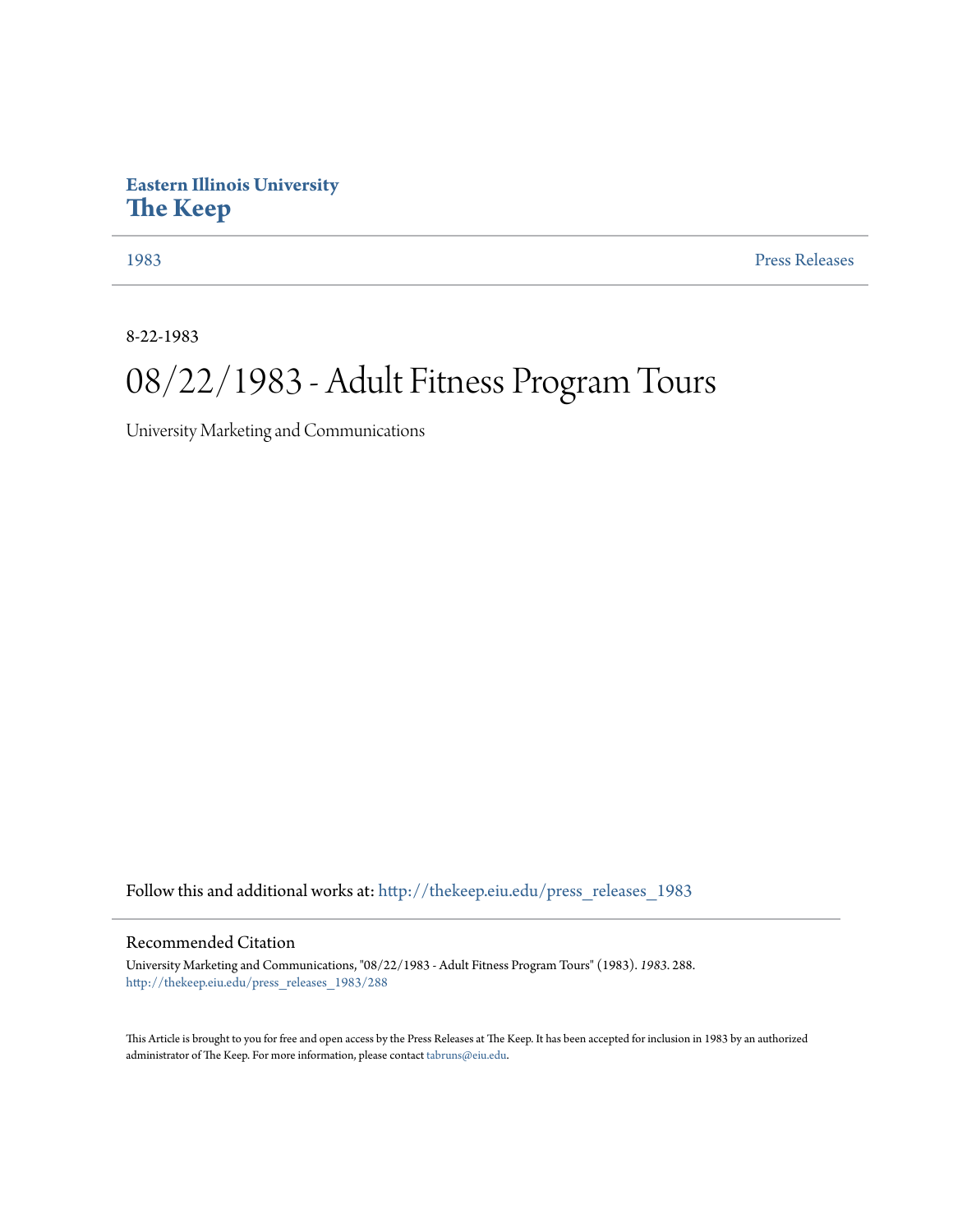**Eastern Illinois University**
**The Keep**

1983 | Press Releases

8-22-1983

# 08/22/1983 - Adult Fitness Program Tours

University Marketing and Communications

Follow this and additional works at: http://thekeep.eiu.edu/press_releases_1983

## Recommended Citation

University Marketing and Communications, "08/22/1983 - Adult Fitness Program Tours" (1983). *1983*. 288.
http://thekeep.eiu.edu/press_releases_1983/288

This Article is brought to you for free and open access by the Press Releases at The Keep. It has been accepted for inclusion in 1983 by an authorized administrator of The Keep. For more information, please contact tabruns@eiu.edu.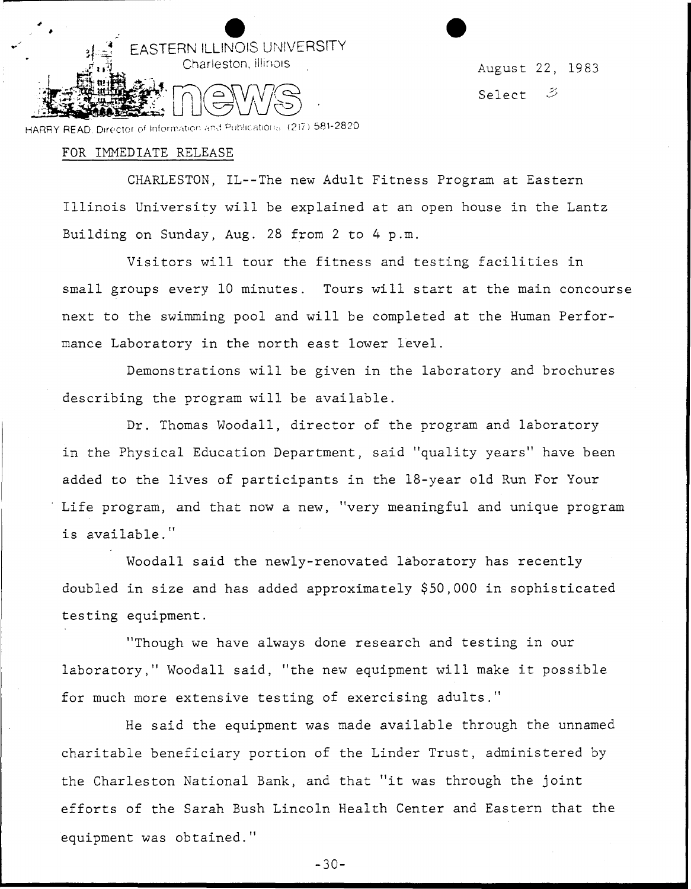EASTERN ILLINOIS UNIVERSITY
Charleston, Illinois

news

HARRY READ, Director of Information and Publications (217) 581-2820

August 22, 1983

Select 3

FOR IMMEDIATE RELEASE

CHARLESTON, IL--The new Adult Fitness Program at Eastern Illinois University will be explained at an open house in the Lantz Building on Sunday, Aug. 28 from 2 to 4 p.m.

Visitors will tour the fitness and testing facilities in small groups every 10 minutes. Tours will start at the main concourse next to the swimming pool and will be completed at the Human Performance Laboratory in the north east lower level.

Demonstrations will be given in the laboratory and brochures describing the program will be available.

Dr. Thomas Woodall, director of the program and laboratory in the Physical Education Department, said "quality years" have been added to the lives of participants in the 18-year old Run For Your Life program, and that now a new, "very meaningful and unique program is available."

Woodall said the newly-renovated laboratory has recently doubled in size and has added approximately $50,000 in sophisticated testing equipment.

"Though we have always done research and testing in our laboratory," Woodall said, "the new equipment will make it possible for much more extensive testing of exercising adults."

He said the equipment was made available through the unnamed charitable beneficiary portion of the Linder Trust, administered by the Charleston National Bank, and that "it was through the joint efforts of the Sarah Bush Lincoln Health Center and Eastern that the equipment was obtained."

-30-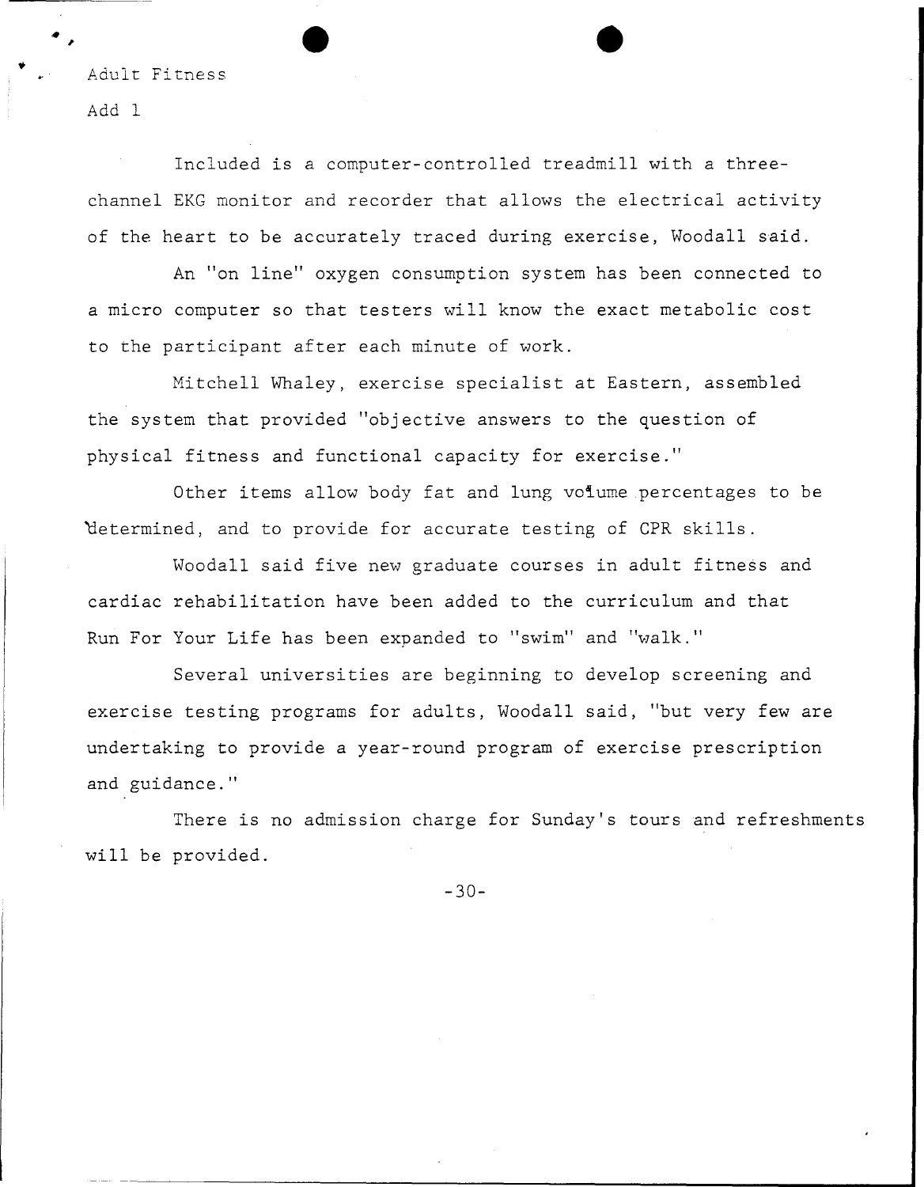Adult Fitness

Add 1

Included is a computer-controlled treadmill with a three-channel EKG monitor and recorder that allows the electrical activity of the heart to be accurately traced during exercise, Woodall said.

An "on line" oxygen consumption system has been connected to a micro computer so that testers will know the exact metabolic cost to the participant after each minute of work.

Mitchell Whaley, exercise specialist at Eastern, assembled the system that provided "objective answers to the question of physical fitness and functional capacity for exercise."

Other items allow body fat and lung volume percentages to be determined, and to provide for accurate testing of CPR skills.

Woodall said five new graduate courses in adult fitness and cardiac rehabilitation have been added to the curriculum and that Run For Your Life has been expanded to "swim" and "walk."

Several universities are beginning to develop screening and exercise testing programs for adults, Woodall said, "but very few are undertaking to provide a year-round program of exercise prescription and guidance."

There is no admission charge for Sunday's tours and refreshments will be provided.

-30-